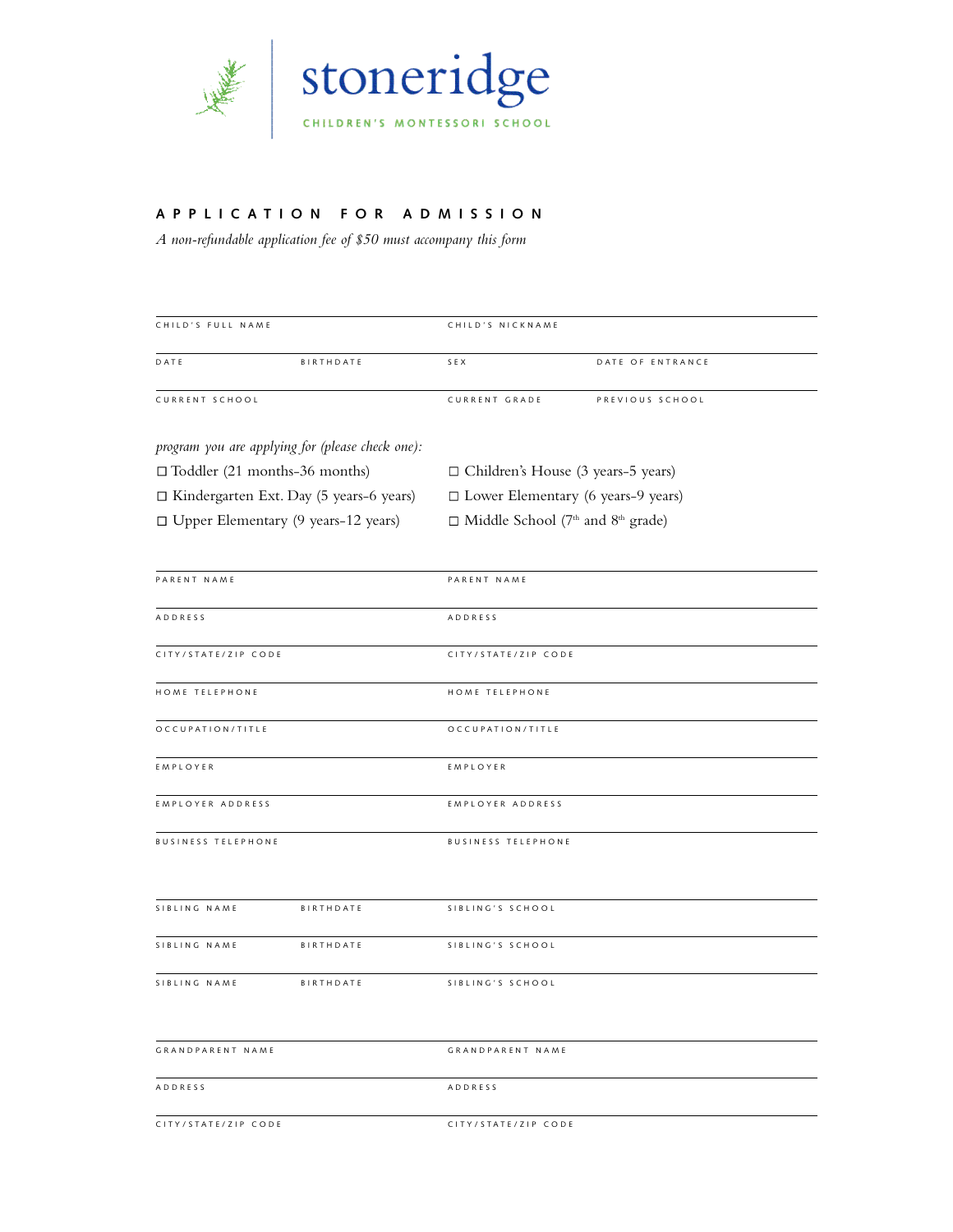# stoneridge

CHILDREN'S MONTESSORI SCHOOL

## APPLICATION FOR ADMISSION

*A non-refundable application fee of $50 must accompany this form*

CHILD'S FULL NAME | CHILD'S NICKNAME

DATE | BIRTHDATE | SEX | DATE OF ENTRANCE

CURRENT SCHOOL | CURRENT GRADE | PREVIOUS SCHOOL

*program you are applying for (please check one):*

- ☐ Toddler (21 months-36 months)
- ☐ Children's House (3 years-5 years)
- ☐ Kindergarten Ext. Day (5 years-6 years)
- ☐ Lower Elementary (6 years-9 years)
- ☐ Upper Elementary (9 years-12 years)
- ☐ Middle School (7th and 8th grade)

| PARENT NAME | PARENT NAME |
|---|---|
| ADDRESS | ADDRESS |
| CITY/STATE/ZIP CODE | CITY/STATE/ZIP CODE |
| HOME TELEPHONE | HOME TELEPHONE |
| OCCUPATION/TITLE | OCCUPATION/TITLE |
| EMPLOYER | EMPLOYER |
| EMPLOYER ADDRESS | EMPLOYER ADDRESS |
| BUSINESS TELEPHONE | BUSINESS TELEPHONE |

| SIBLING NAME | BIRTHDATE | SIBLING'S SCHOOL |
|---|---|---|
| SIBLING NAME | BIRTHDATE | SIBLING'S SCHOOL |
| SIBLING NAME | BIRTHDATE | SIBLING'S SCHOOL |

| GRANDPARENT NAME | GRANDPARENT NAME |
|---|---|
| ADDRESS | ADDRESS |
| CITY/STATE/ZIP CODE | CITY/STATE/ZIP CODE |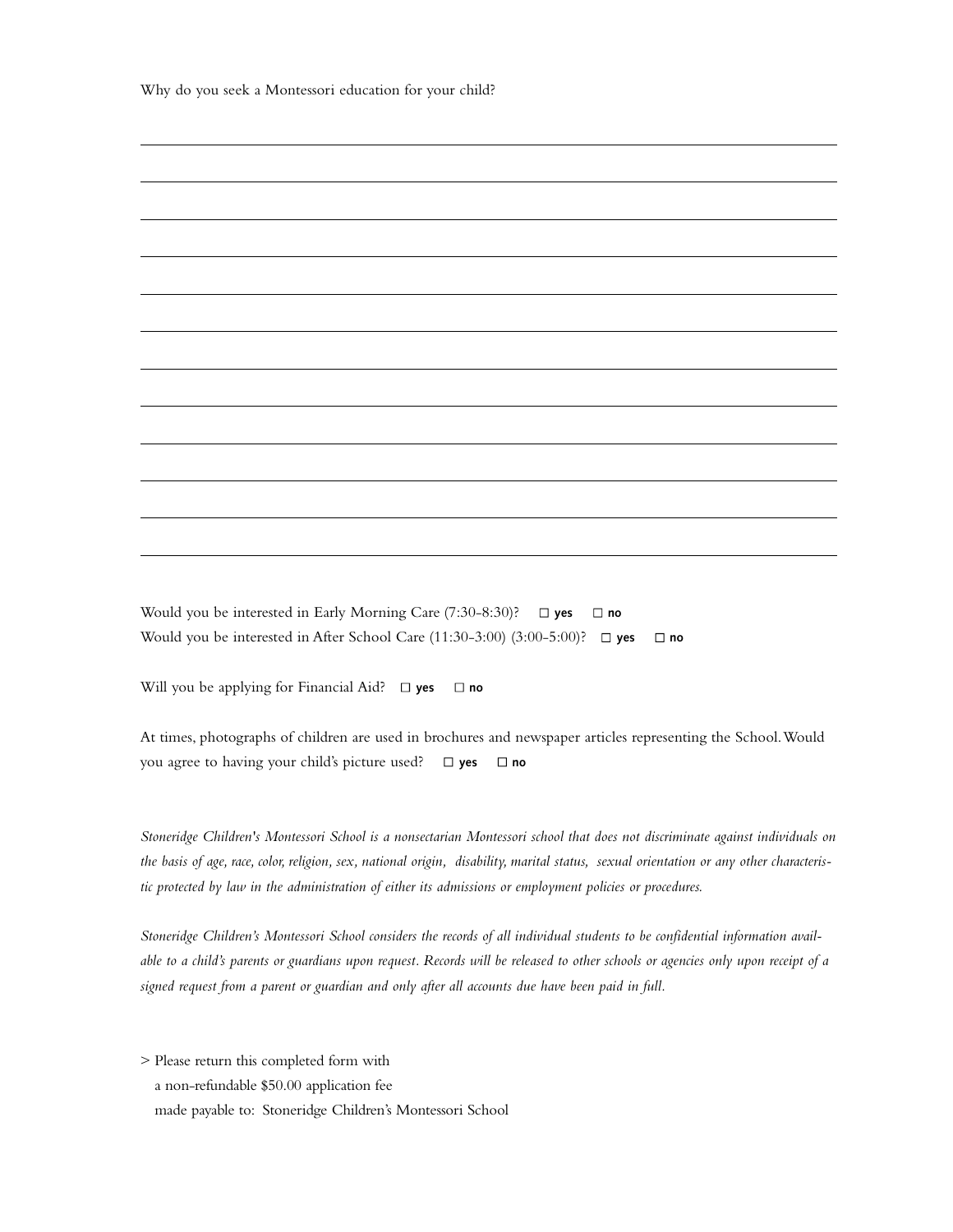Why do you seek a Montessori education for your child?

Would you be interested in Early Morning Care (7:30-8:30)? ☐ **yes** ☐ **no**

Would you be interested in After School Care (11:30-3:00) (3:00-5:00)? ☐ **yes** ☐ **no**

Will you be applying for Financial Aid? ☐ **yes** ☐ **no**

At times, photographs of children are used in brochures and newspaper articles representing the School. Would you agree to having your child's picture used? ☐ **yes** ☐ **no**

*Stoneridge Children's Montessori School is a nonsectarian Montessori school that does not discriminate against individuals on the basis of age, race, color, religion, sex, national origin, disability, marital status, sexual orientation or any other characteristic protected by law in the administration of either its admissions or employment policies or procedures.*

*Stoneridge Children's Montessori School considers the records of all individual students to be confidential information available to a child's parents or guardians upon request. Records will be released to other schools or agencies only upon receipt of a signed request from a parent or guardian and only after all accounts due have been paid in full.*

> Please return this completed form with
a non-refundable $50.00 application fee
made payable to: Stoneridge Children's Montessori School